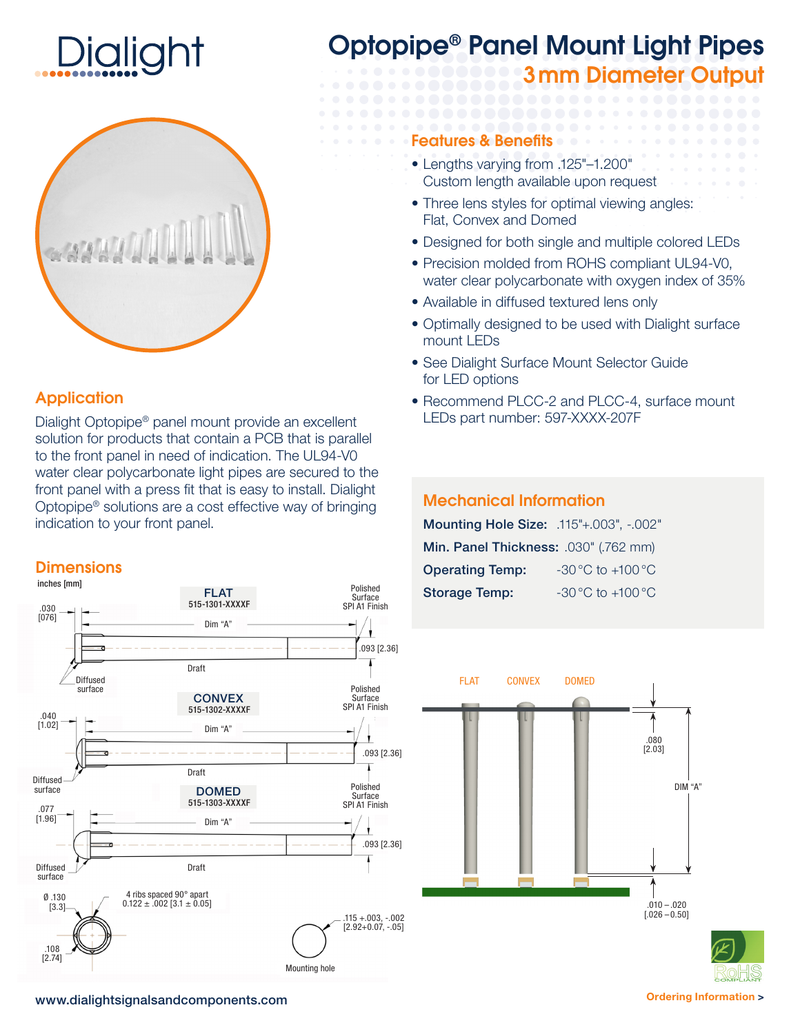# Optopipe® Panel Mount Light Pipes

## 3 mm Diameter Output

## Application

Dialight Optopipe® panel mount provide an excellent solution for products that contain a PCB that is parallel to the front panel in need of indication. The UL94-V0 water clear polycarbonate light pipes are secured to the front panel with a press fit that is easy to install. Dialight Optopipe® solutions are a cost effective way of bringing indication to your front panel.

## Features & Benefits

- Lengths varying from .125"–1.200" Custom length available upon request
- Three lens styles for optimal viewing angles: Flat, Convex and Domed
- Designed for both single and multiple colored LEDs
- Precision molded from ROHS compliant UL94-V0, water clear polycarbonate with oxygen index of 35%
- Available in diffused textured lens only
- Optimally designed to be used with Dialight surface mount LEDs
- See Dialight Surface Mount Selector Guide for LED options
- Recommend PLCC-2 and PLCC-4, surface mount LEDs part number: 597-XXXX-207F

## Mechanical Information

**Mounting Hole Size:** .115"+.003", -.002"

**Min. Panel Thickness:** .030" (.762 mm)

**Operating Temp:** -30 °C to +100 °C

**Storage Temp:** -30 °C to +100 °C

## Dimensions

inches [mm]

**FLAT** 515-1301-XXXXF

.030 [076] — Dim "A" — Polished Surface SPI A1 Finish — .093 [2.36] — Draft — Diffused surface

**CONVEX** 515-1302-XXXXF

.040 [1.02] — Dim "A" — Polished Surface SPI A1 Finish — .093 [2.36] — Draft — Diffused surface

**DOMED** 515-1303-XXXXF

.077 [1.96] — Dim "A" — Polished Surface SPI A1 Finish — .093 [2.36] — Draft — Diffused surface

Ø .130 [3.3] — 4 ribs spaced 90° apart 0.122 ± .002 [3.1 ± 0.05] — .108 [2.74]

Mounting hole — .115 +.003, -.002 [2.92+0.07, -.05]

FLAT — CONVEX — DOMED — .080 [2.03] — DIM "A" — .010 – .020 [.026 – 0.50]

www.dialightsignalsandcomponents.com

Ordering Information >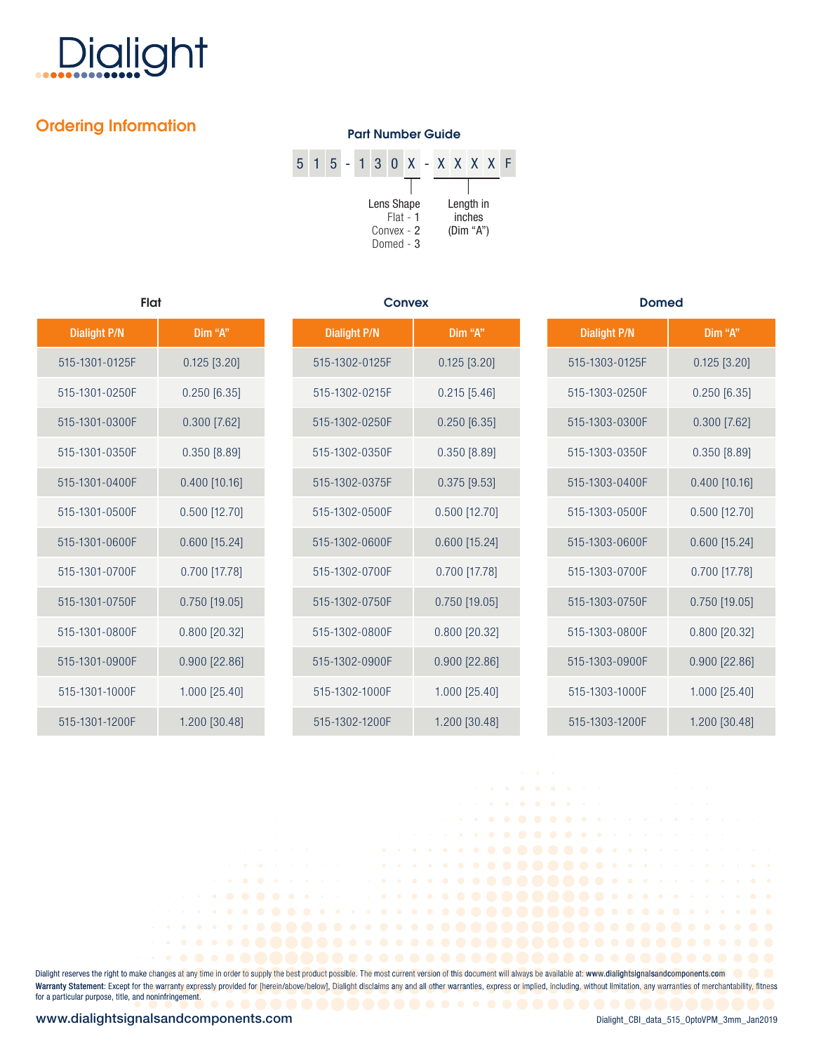## Ordering Information

### Part Number Guide

5 1 5 - 1 3 0 X - X X X X F

Lens Shape
Flat - 1
Convex - 2
Domed - 3

Length in inches (Dim "A")

### Flat

| Dialight P/N | Dim "A" |
|---|---|
| 515-1301-0125F | 0.125 [3.20] |
| 515-1301-0250F | 0.250 [6.35] |
| 515-1301-0300F | 0.300 [7.62] |
| 515-1301-0350F | 0.350 [8.89] |
| 515-1301-0400F | 0.400 [10.16] |
| 515-1301-0500F | 0.500 [12.70] |
| 515-1301-0600F | 0.600 [15.24] |
| 515-1301-0700F | 0.700 [17.78] |
| 515-1301-0750F | 0.750 [19.05] |
| 515-1301-0800F | 0.800 [20.32] |
| 515-1301-0900F | 0.900 [22.86] |
| 515-1301-1000F | 1.000 [25.40] |
| 515-1301-1200F | 1.200 [30.48] |

### Convex

| Dialight P/N | Dim "A" |
|---|---|
| 515-1302-0125F | 0.125 [3.20] |
| 515-1302-0215F | 0.215 [5.46] |
| 515-1302-0250F | 0.250 [6.35] |
| 515-1302-0350F | 0.350 [8.89] |
| 515-1302-0375F | 0.375 [9.53] |
| 515-1302-0500F | 0.500 [12.70] |
| 515-1302-0600F | 0.600 [15.24] |
| 515-1302-0700F | 0.700 [17.78] |
| 515-1302-0750F | 0.750 [19.05] |
| 515-1302-0800F | 0.800 [20.32] |
| 515-1302-0900F | 0.900 [22.86] |
| 515-1302-1000F | 1.000 [25.40] |
| 515-1302-1200F | 1.200 [30.48] |

### Domed

| Dialight P/N | Dim "A" |
|---|---|
| 515-1303-0125F | 0.125 [3.20] |
| 515-1303-0250F | 0.250 [6.35] |
| 515-1303-0300F | 0.300 [7.62] |
| 515-1303-0350F | 0.350 [8.89] |
| 515-1303-0400F | 0.400 [10.16] |
| 515-1303-0500F | 0.500 [12.70] |
| 515-1303-0600F | 0.600 [15.24] |
| 515-1303-0700F | 0.700 [17.78] |
| 515-1303-0750F | 0.750 [19.05] |
| 515-1303-0800F | 0.800 [20.32] |
| 515-1303-0900F | 0.900 [22.86] |
| 515-1303-1000F | 1.000 [25.40] |
| 515-1303-1200F | 1.200 [30.48] |

Dialight reserves the right to make changes at any time in order to supply the best product possible. The most current version of this document will always be available at: **www.dialightsignalsandcomponents.com**

**Warranty Statement:** Except for the warranty expressly provided for [herein/above/below], Dialight disclaims any and all other warranties, express or implied, including, without limitation, any warranties of merchantability, fitness for a particular purpose, title, and noninfringement.

**www.dialightsignalsandcomponents.com**

Dialight_CBI_data_515_OptoVPM_3mm_Jan2019